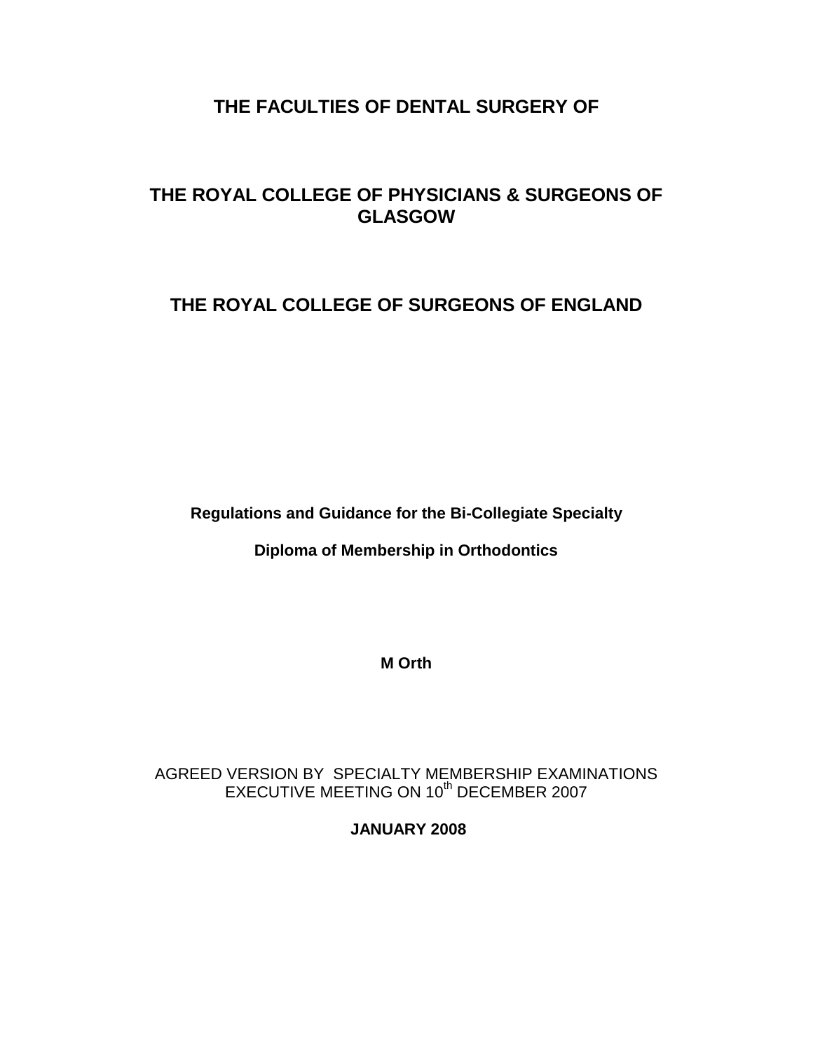# THE FACULTIES OF DENTAL SURGERY OF

# THE ROYAL COLLEGE OF PHYSICIANS & SURGEONS OF GLASGOW

# THE ROYAL COLLEGE OF SURGEONS OF ENGLAND

**Regulations and Guidance for the Bi-Collegiate Specialty**

**Diploma of Membership in Orthodontics**

**M Orth**

AGREED VERSION BY SPECIALTY MEMBERSHIP EXAMINATIONS EXECUTIVE MEETING ON 10th DECEMBER 2007

**JANUARY 2008**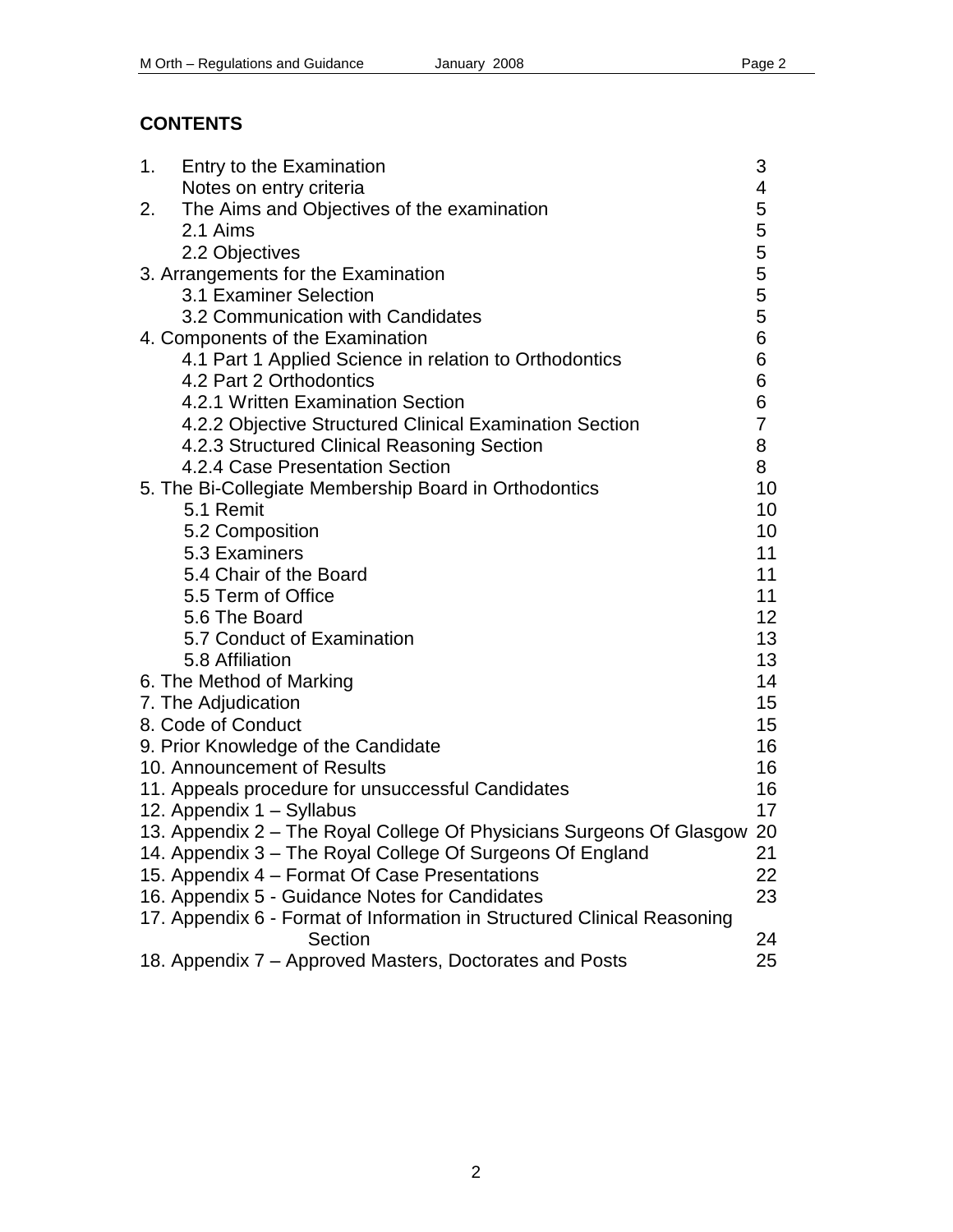## CONTENTS

| | |
|---|---|
| 1. Entry to the Examination | 3 |
| Notes on entry criteria | 4 |
| 2. The Aims and Objectives of the examination | 5 |
| 2.1 Aims | 5 |
| 2.2 Objectives | 5 |
| 3. Arrangements for the Examination | 5 |
| 3.1 Examiner Selection | 5 |
| 3.2 Communication with Candidates | 5 |
| 4. Components of the Examination | 6 |
| 4.1 Part 1 Applied Science in relation to Orthodontics | 6 |
| 4.2 Part 2 Orthodontics | 6 |
| 4.2.1 Written Examination Section | 6 |
| 4.2.2 Objective Structured Clinical Examination Section | 7 |
| 4.2.3 Structured Clinical Reasoning Section | 8 |
| 4.2.4 Case Presentation Section | 8 |
| 5. The Bi-Collegiate Membership Board in Orthodontics | 10 |
| 5.1 Remit | 10 |
| 5.2 Composition | 10 |
| 5.3 Examiners | 11 |
| 5.4 Chair of the Board | 11 |
| 5.5 Term of Office | 11 |
| 5.6 The Board | 12 |
| 5.7 Conduct of Examination | 13 |
| 5.8 Affiliation | 13 |
| 6. The Method of Marking | 14 |
| 7. The Adjudication | 15 |
| 8. Code of Conduct | 15 |
| 9. Prior Knowledge of the Candidate | 16 |
| 10. Announcement of Results | 16 |
| 11. Appeals procedure for unsuccessful Candidates | 16 |
| 12. Appendix 1 – Syllabus | 17 |
| 13. Appendix 2 – The Royal College Of Physicians Surgeons Of Glasgow | 20 |
| 14. Appendix 3 – The Royal College Of Surgeons Of England | 21 |
| 15. Appendix 4 – Format Of Case Presentations | 22 |
| 16. Appendix 5 - Guidance Notes for Candidates | 23 |
| 17. Appendix 6 - Format of Information in Structured Clinical Reasoning Section | 24 |
| 18. Appendix 7 – Approved Masters, Doctorates and Posts | 25 |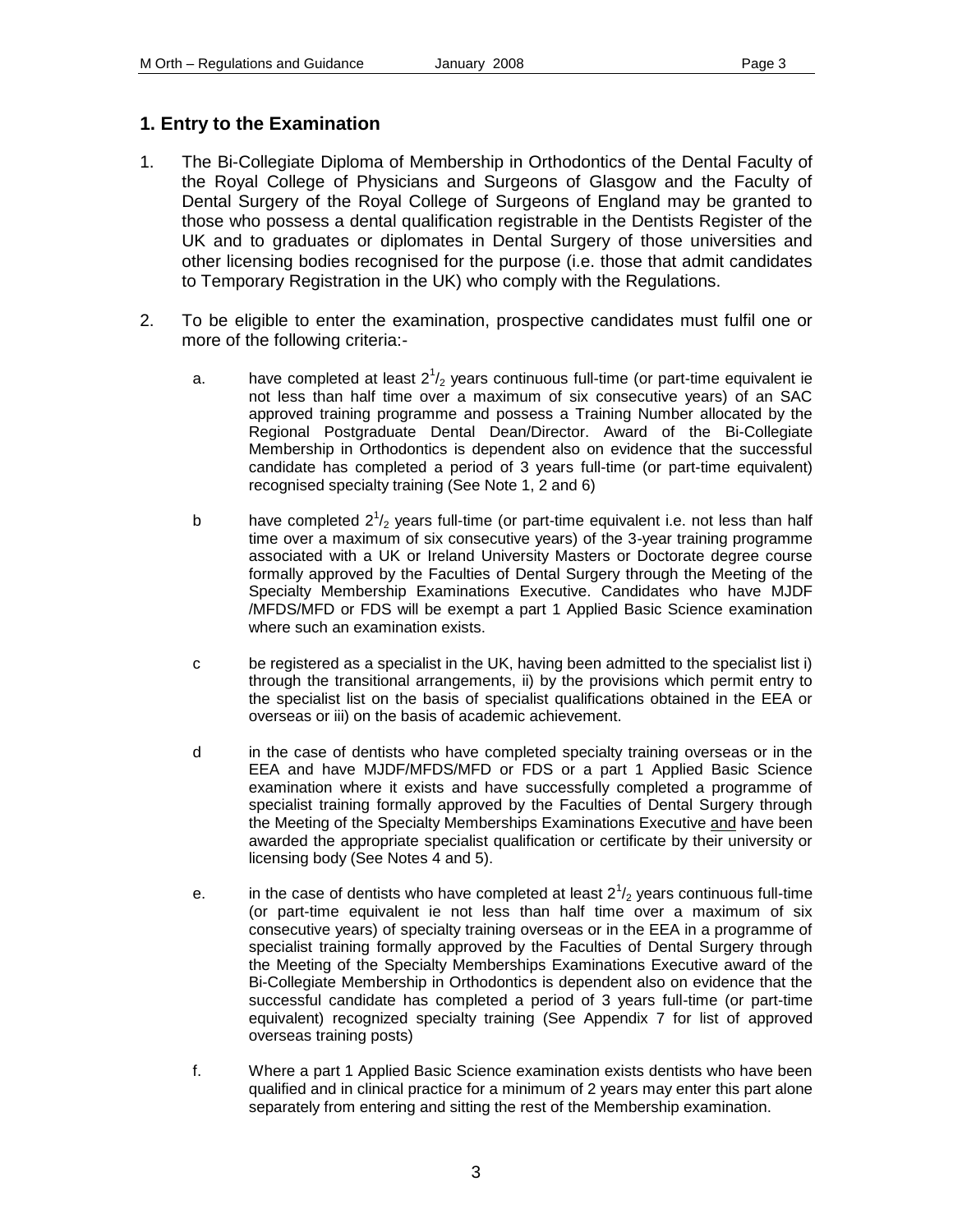## 1. Entry to the Examination

1. The Bi-Collegiate Diploma of Membership in Orthodontics of the Dental Faculty of the Royal College of Physicians and Surgeons of Glasgow and the Faculty of Dental Surgery of the Royal College of Surgeons of England may be granted to those who possess a dental qualification registrable in the Dentists Register of the UK and to graduates or diplomates in Dental Surgery of those universities and other licensing bodies recognised for the purpose (i.e. those that admit candidates to Temporary Registration in the UK) who comply with the Regulations.

2. To be eligible to enter the examination, prospective candidates must fulfil one or more of the following criteria:-

   a. have completed at least $2^1/_2$ years continuous full-time (or part-time equivalent ie not less than half time over a maximum of six consecutive years) of an SAC approved training programme and possess a Training Number allocated by the Regional Postgraduate Dental Dean/Director. Award of the Bi-Collegiate Membership in Orthodontics is dependent also on evidence that the successful candidate has completed a period of 3 years full-time (or part-time equivalent) recognised specialty training (See Note 1, 2 and 6)

   b have completed $2^1/_2$ years full-time (or part-time equivalent i.e. not less than half time over a maximum of six consecutive years) of the 3-year training programme associated with a UK or Ireland University Masters or Doctorate degree course formally approved by the Faculties of Dental Surgery through the Meeting of the Specialty Membership Examinations Executive. Candidates who have MJDF /MFDS/MFD or FDS will be exempt a part 1 Applied Basic Science examination where such an examination exists.

   c be registered as a specialist in the UK, having been admitted to the specialist list i) through the transitional arrangements, ii) by the provisions which permit entry to the specialist list on the basis of specialist qualifications obtained in the EEA or overseas or iii) on the basis of academic achievement.

   d in the case of dentists who have completed specialty training overseas or in the EEA and have MJDF/MFDS/MFD or FDS or a part 1 Applied Basic Science examination where it exists and have successfully completed a programme of specialist training formally approved by the Faculties of Dental Surgery through the Meeting of the Specialty Memberships Examinations Executive <u>and</u> have been awarded the appropriate specialist qualification or certificate by their university or licensing body (See Notes 4 and 5).

   e. in the case of dentists who have completed at least $2^1/_2$ years continuous full-time (or part-time equivalent ie not less than half time over a maximum of six consecutive years) of specialty training overseas or in the EEA in a programme of specialist training formally approved by the Faculties of Dental Surgery through the Meeting of the Specialty Memberships Examinations Executive award of the Bi-Collegiate Membership in Orthodontics is dependent also on evidence that the successful candidate has completed a period of 3 years full-time (or part-time equivalent) recognized specialty training (See Appendix 7 for list of approved overseas training posts)

   f. Where a part 1 Applied Basic Science examination exists dentists who have been qualified and in clinical practice for a minimum of 2 years may enter this part alone separately from entering and sitting the rest of the Membership examination.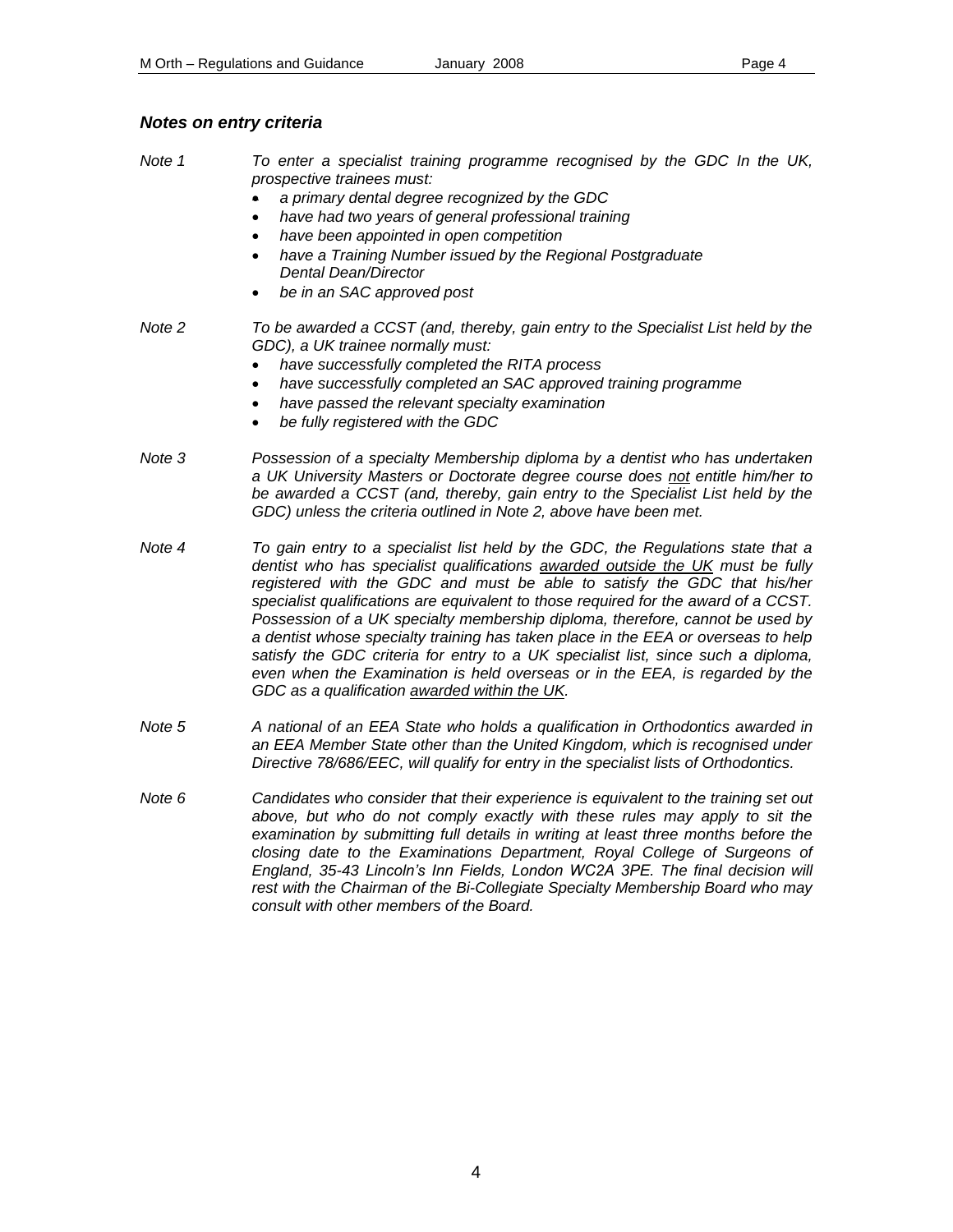### *Notes on entry criteria*

*Note 1* *To enter a specialist training programme recognised by the GDC In the UK, prospective trainees must:*

- *a primary dental degree recognized by the GDC*
- *have had two years of general professional training*
- *have been appointed in open competition*
- *have a Training Number issued by the Regional Postgraduate Dental Dean/Director*
- *be in an SAC approved post*

*Note 2* *To be awarded a CCST (and, thereby, gain entry to the Specialist List held by the GDC), a UK trainee normally must:*

- *have successfully completed the RITA process*
- *have successfully completed an SAC approved training programme*
- *have passed the relevant specialty examination*
- *be fully registered with the GDC*

*Note 3* *Possession of a specialty Membership diploma by a dentist who has undertaken a UK University Masters or Doctorate degree course does <u>not</u> entitle him/her to be awarded a CCST (and, thereby, gain entry to the Specialist List held by the GDC) unless the criteria outlined in Note 2, above have been met.*

*Note 4* *To gain entry to a specialist list held by the GDC, the Regulations state that a dentist who has specialist qualifications <u>awarded outside the UK</u> must be fully registered with the GDC and must be able to satisfy the GDC that his/her specialist qualifications are equivalent to those required for the award of a CCST. Possession of a UK specialty membership diploma, therefore, cannot be used by a dentist whose specialty training has taken place in the EEA or overseas to help satisfy the GDC criteria for entry to a UK specialist list, since such a diploma, even when the Examination is held overseas or in the EEA, is regarded by the GDC as a qualification <u>awarded within the UK</u>.*

*Note 5* *A national of an EEA State who holds a qualification in Orthodontics awarded in an EEA Member State other than the United Kingdom, which is recognised under Directive 78/686/EEC, will qualify for entry in the specialist lists of Orthodontics.*

*Note 6* *Candidates who consider that their experience is equivalent to the training set out above, but who do not comply exactly with these rules may apply to sit the examination by submitting full details in writing at least three months before the closing date to the Examinations Department, Royal College of Surgeons of England, 35-43 Lincoln's Inn Fields, London WC2A 3PE. The final decision will rest with the Chairman of the Bi-Collegiate Specialty Membership Board who may consult with other members of the Board.*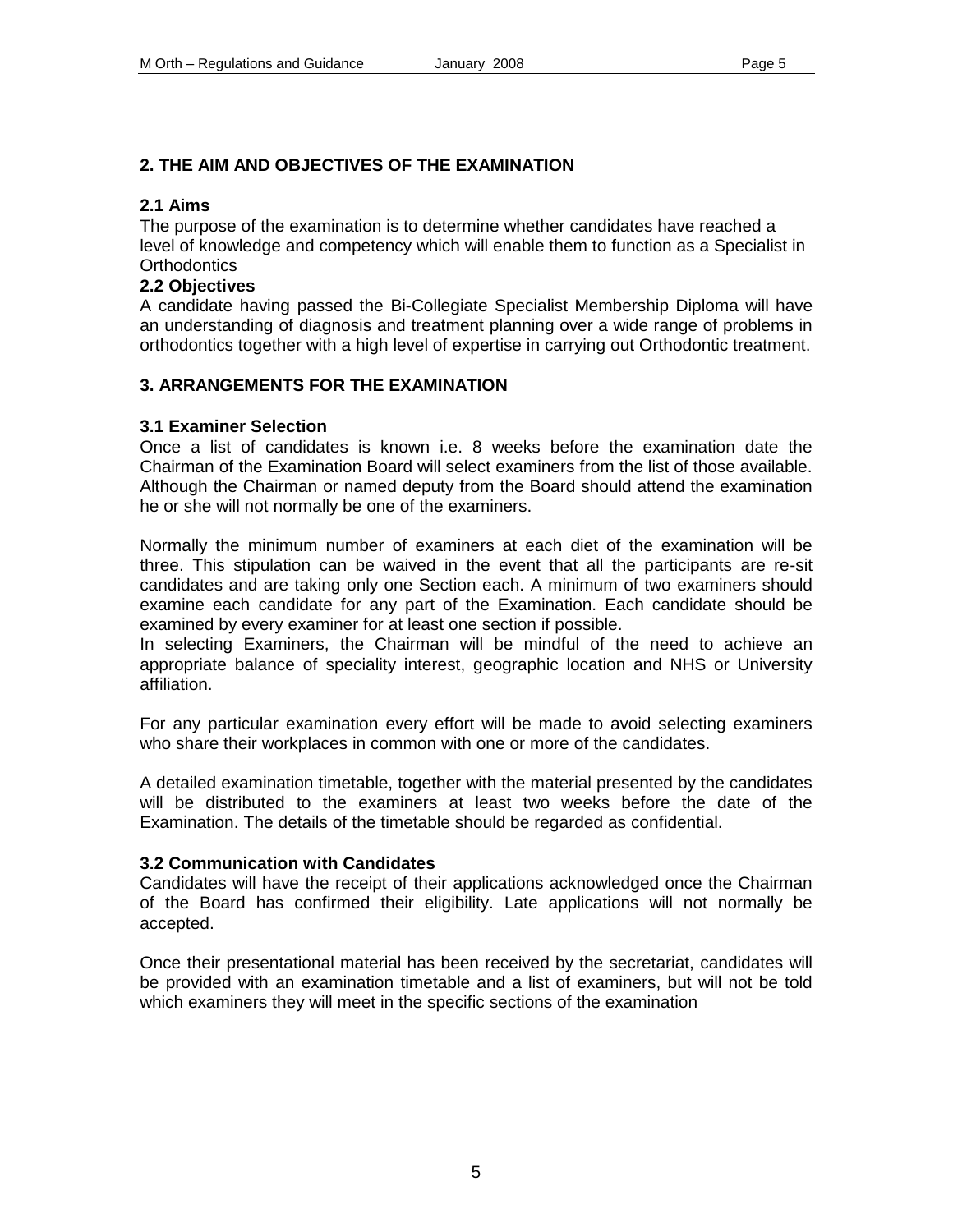## 2. THE AIM AND OBJECTIVES OF THE EXAMINATION

### 2.1 Aims

The purpose of the examination is to determine whether candidates have reached a level of knowledge and competency which will enable them to function as a Specialist in Orthodontics

### 2.2 Objectives

A candidate having passed the Bi-Collegiate Specialist Membership Diploma will have an understanding of diagnosis and treatment planning over a wide range of problems in orthodontics together with a high level of expertise in carrying out Orthodontic treatment.

## 3. ARRANGEMENTS FOR THE EXAMINATION

### 3.1 Examiner Selection

Once a list of candidates is known i.e. 8 weeks before the examination date the Chairman of the Examination Board will select examiners from the list of those available. Although the Chairman or named deputy from the Board should attend the examination he or she will not normally be one of the examiners.

Normally the minimum number of examiners at each diet of the examination will be three. This stipulation can be waived in the event that all the participants are re-sit candidates and are taking only one Section each. A minimum of two examiners should examine each candidate for any part of the Examination. Each candidate should be examined by every examiner for at least one section if possible.

In selecting Examiners, the Chairman will be mindful of the need to achieve an appropriate balance of speciality interest, geographic location and NHS or University affiliation.

For any particular examination every effort will be made to avoid selecting examiners who share their workplaces in common with one or more of the candidates.

A detailed examination timetable, together with the material presented by the candidates will be distributed to the examiners at least two weeks before the date of the Examination. The details of the timetable should be regarded as confidential.

### 3.2 Communication with Candidates

Candidates will have the receipt of their applications acknowledged once the Chairman of the Board has confirmed their eligibility. Late applications will not normally be accepted.

Once their presentational material has been received by the secretariat, candidates will be provided with an examination timetable and a list of examiners, but will not be told which examiners they will meet in the specific sections of the examination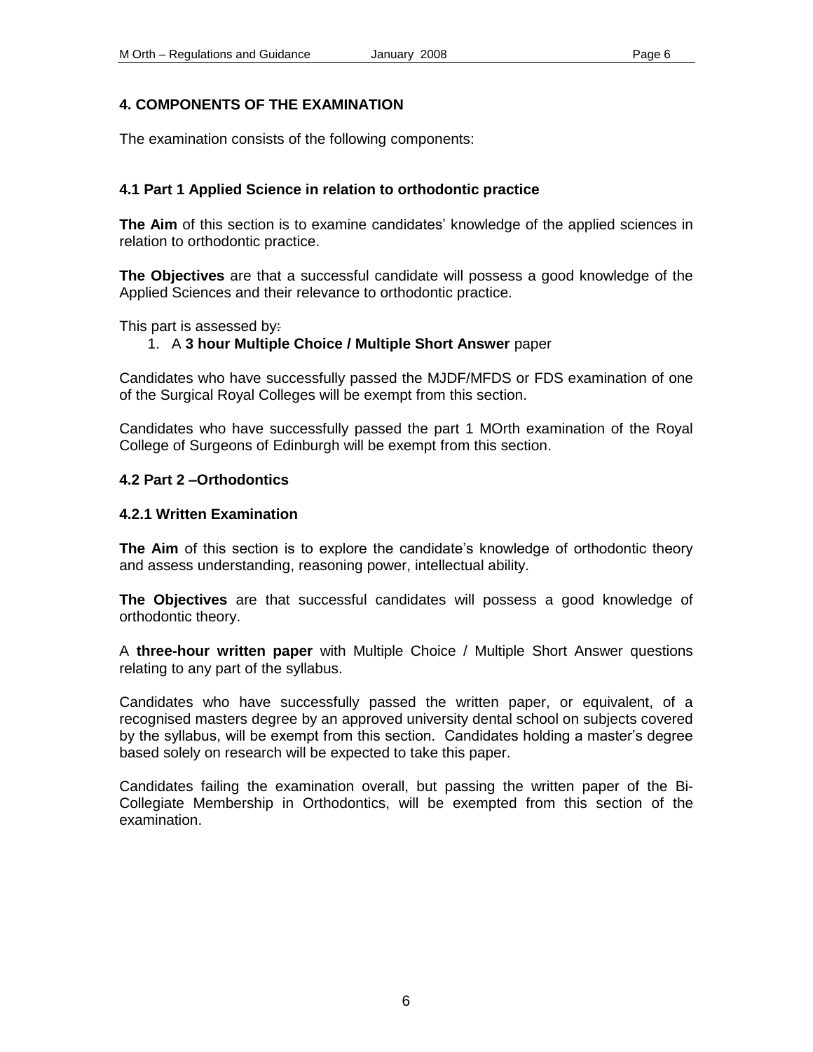## 4. COMPONENTS OF THE EXAMINATION

The examination consists of the following components:

### 4.1 Part 1 Applied Science in relation to orthodontic practice

**The Aim** of this section is to examine candidates' knowledge of the applied sciences in relation to orthodontic practice.

**The Objectives** are that a successful candidate will possess a good knowledge of the Applied Sciences and their relevance to orthodontic practice.

This part is assessed by:

1. A **3 hour Multiple Choice / Multiple Short Answer** paper

Candidates who have successfully passed the MJDF/MFDS or FDS examination of one of the Surgical Royal Colleges will be exempt from this section.

Candidates who have successfully passed the part 1 MOrth examination of the Royal College of Surgeons of Edinburgh will be exempt from this section.

### 4.2 Part 2 –Orthodontics

#### 4.2.1 Written Examination

**The Aim** of this section is to explore the candidate's knowledge of orthodontic theory and assess understanding, reasoning power, intellectual ability.

**The Objectives** are that successful candidates will possess a good knowledge of orthodontic theory.

A **three-hour written paper** with Multiple Choice / Multiple Short Answer questions relating to any part of the syllabus.

Candidates who have successfully passed the written paper, or equivalent, of a recognised masters degree by an approved university dental school on subjects covered by the syllabus, will be exempt from this section. Candidates holding a master's degree based solely on research will be expected to take this paper.

Candidates failing the examination overall, but passing the written paper of the Bi-Collegiate Membership in Orthodontics, will be exempted from this section of the examination.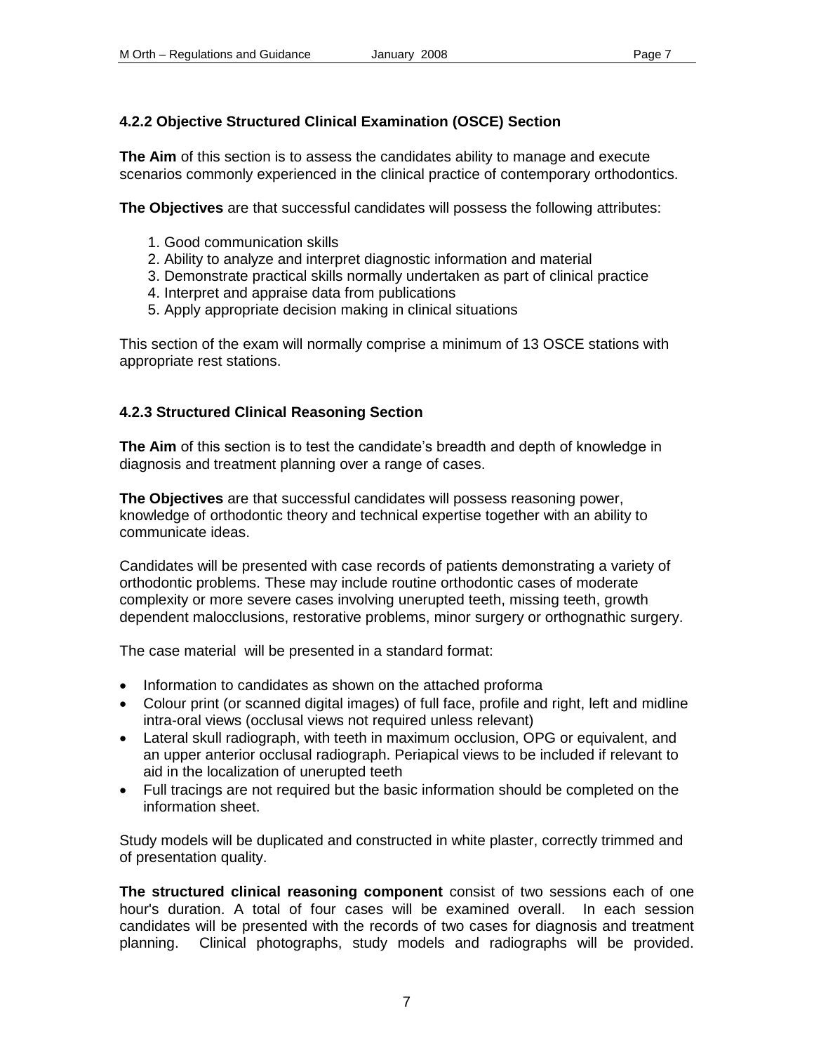### 4.2.2 Objective Structured Clinical Examination (OSCE) Section

**The Aim** of this section is to assess the candidates ability to manage and execute scenarios commonly experienced in the clinical practice of contemporary orthodontics.

**The Objectives** are that successful candidates will possess the following attributes:

1. Good communication skills
2. Ability to analyze and interpret diagnostic information and material
3. Demonstrate practical skills normally undertaken as part of clinical practice
4. Interpret and appraise data from publications
5. Apply appropriate decision making in clinical situations

This section of the exam will normally comprise a minimum of 13 OSCE stations with appropriate rest stations.

### 4.2.3 Structured Clinical Reasoning Section

**The Aim** of this section is to test the candidate's breadth and depth of knowledge in diagnosis and treatment planning over a range of cases.

**The Objectives** are that successful candidates will possess reasoning power, knowledge of orthodontic theory and technical expertise together with an ability to communicate ideas.

Candidates will be presented with case records of patients demonstrating a variety of orthodontic problems. These may include routine orthodontic cases of moderate complexity or more severe cases involving unerupted teeth, missing teeth, growth dependent malocclusions, restorative problems, minor surgery or orthognathic surgery.

The case material will be presented in a standard format:

- Information to candidates as shown on the attached proforma
- Colour print (or scanned digital images) of full face, profile and right, left and midline intra-oral views (occlusal views not required unless relevant)
- Lateral skull radiograph, with teeth in maximum occlusion, OPG or equivalent, and an upper anterior occlusal radiograph. Periapical views to be included if relevant to aid in the localization of unerupted teeth
- Full tracings are not required but the basic information should be completed on the information sheet.

Study models will be duplicated and constructed in white plaster, correctly trimmed and of presentation quality.

**The structured clinical reasoning component** consist of two sessions each of one hour's duration. A total of four cases will be examined overall. In each session candidates will be presented with the records of two cases for diagnosis and treatment planning. Clinical photographs, study models and radiographs will be provided.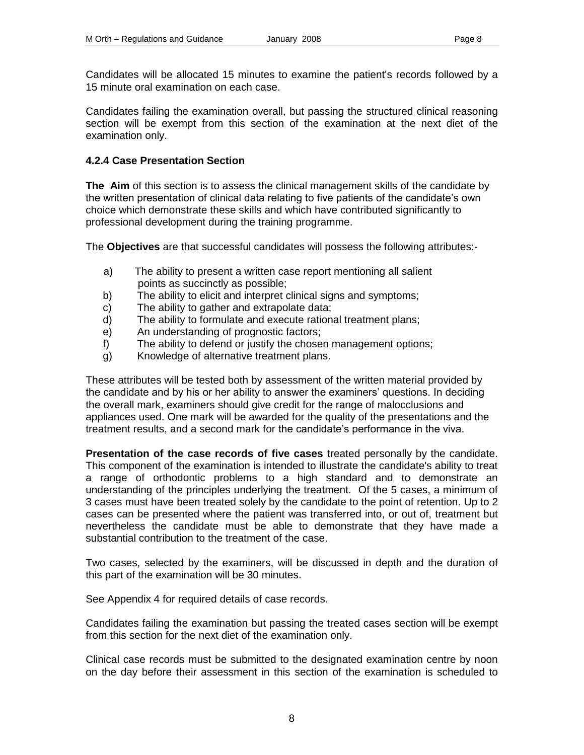Candidates will be allocated 15 minutes to examine the patient's records followed by a 15 minute oral examination on each case.

Candidates failing the examination overall, but passing the structured clinical reasoning section will be exempt from this section of the examination at the next diet of the examination only.

#### 4.2.4 Case Presentation Section

**The Aim** of this section is to assess the clinical management skills of the candidate by the written presentation of clinical data relating to five patients of the candidate's own choice which demonstrate these skills and which have contributed significantly to professional development during the training programme.

The **Objectives** are that successful candidates will possess the following attributes:-

a) The ability to present a written case report mentioning all salient points as succinctly as possible;
b) The ability to elicit and interpret clinical signs and symptoms;
c) The ability to gather and extrapolate data;
d) The ability to formulate and execute rational treatment plans;
e) An understanding of prognostic factors;
f) The ability to defend or justify the chosen management options;
g) Knowledge of alternative treatment plans.

These attributes will be tested both by assessment of the written material provided by the candidate and by his or her ability to answer the examiners' questions. In deciding the overall mark, examiners should give credit for the range of malocclusions and appliances used. One mark will be awarded for the quality of the presentations and the treatment results, and a second mark for the candidate's performance in the viva.

**Presentation of the case records of five cases** treated personally by the candidate. This component of the examination is intended to illustrate the candidate's ability to treat a range of orthodontic problems to a high standard and to demonstrate an understanding of the principles underlying the treatment. Of the 5 cases, a minimum of 3 cases must have been treated solely by the candidate to the point of retention. Up to 2 cases can be presented where the patient was transferred into, or out of, treatment but nevertheless the candidate must be able to demonstrate that they have made a substantial contribution to the treatment of the case.

Two cases, selected by the examiners, will be discussed in depth and the duration of this part of the examination will be 30 minutes.

See Appendix 4 for required details of case records.

Candidates failing the examination but passing the treated cases section will be exempt from this section for the next diet of the examination only.

Clinical case records must be submitted to the designated examination centre by noon on the day before their assessment in this section of the examination is scheduled to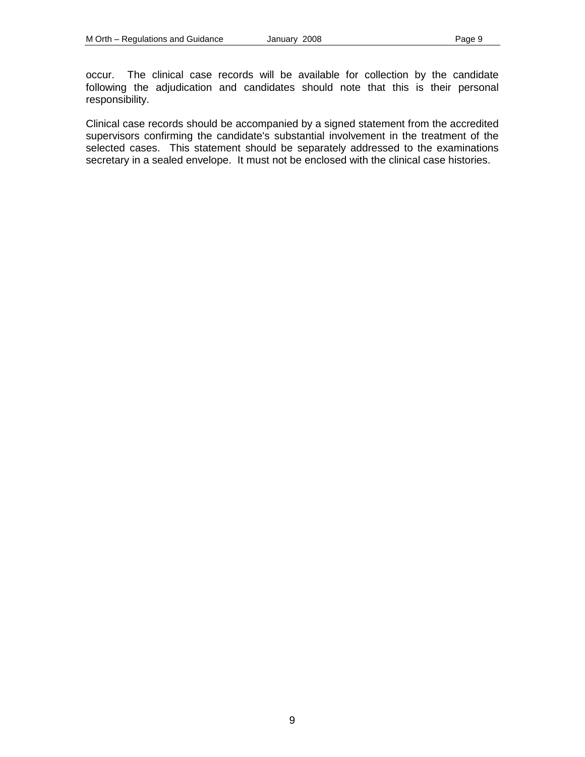occur. The clinical case records will be available for collection by the candidate following the adjudication and candidates should note that this is their personal responsibility.

Clinical case records should be accompanied by a signed statement from the accredited supervisors confirming the candidate's substantial involvement in the treatment of the selected cases. This statement should be separately addressed to the examinations secretary in a sealed envelope. It must not be enclosed with the clinical case histories.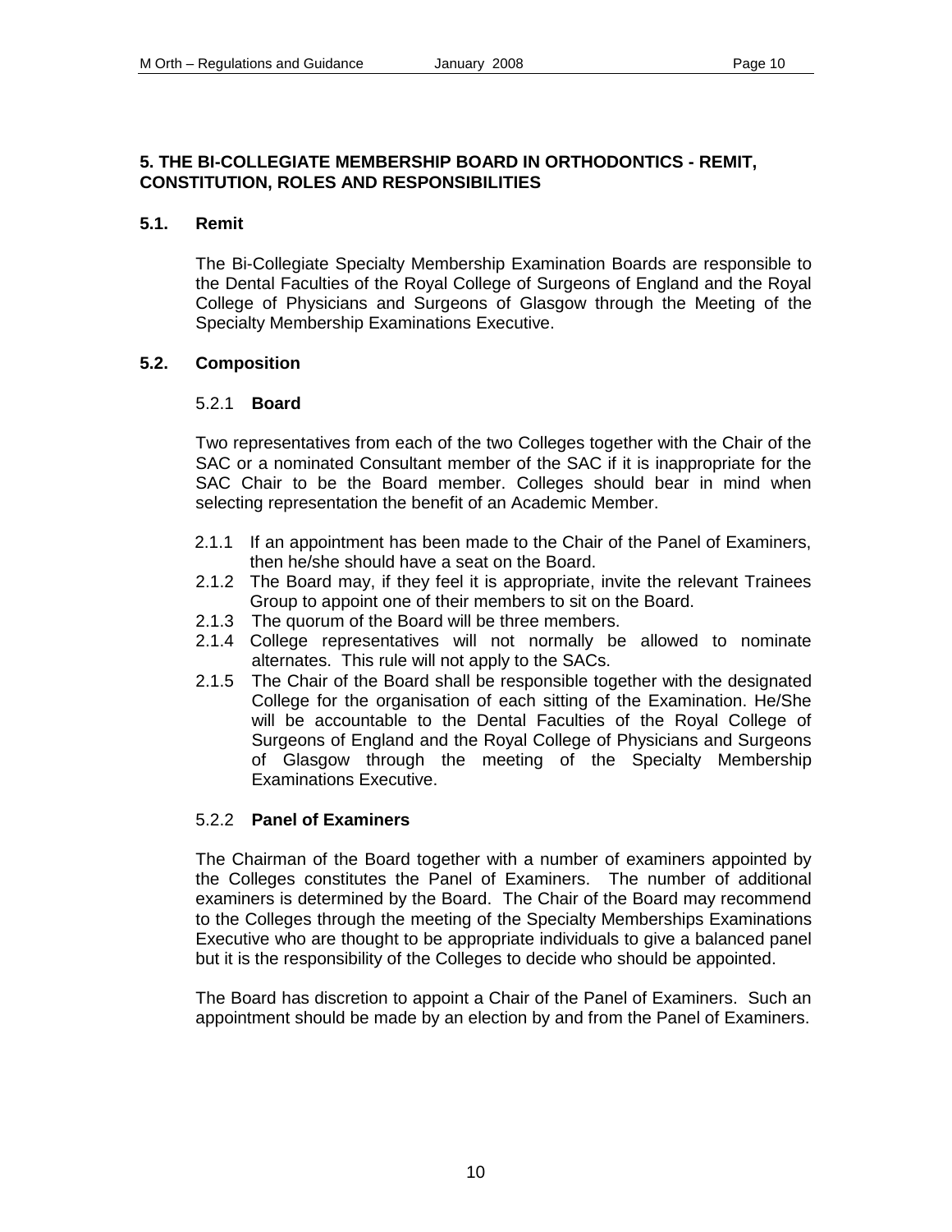## 5. THE BI-COLLEGIATE MEMBERSHIP BOARD IN ORTHODONTICS - REMIT, CONSTITUTION, ROLES AND RESPONSIBILITIES

### 5.1. Remit

The Bi-Collegiate Specialty Membership Examination Boards are responsible to the Dental Faculties of the Royal College of Surgeons of England and the Royal College of Physicians and Surgeons of Glasgow through the Meeting of the Specialty Membership Examinations Executive.

### 5.2. Composition

#### 5.2.1 Board

Two representatives from each of the two Colleges together with the Chair of the SAC or a nominated Consultant member of the SAC if it is inappropriate for the SAC Chair to be the Board member. Colleges should bear in mind when selecting representation the benefit of an Academic Member.

2.1.1 If an appointment has been made to the Chair of the Panel of Examiners, then he/she should have a seat on the Board.

2.1.2 The Board may, if they feel it is appropriate, invite the relevant Trainees Group to appoint one of their members to sit on the Board.

2.1.3 The quorum of the Board will be three members.

2.1.4 College representatives will not normally be allowed to nominate alternates. This rule will not apply to the SACs.

2.1.5 The Chair of the Board shall be responsible together with the designated College for the organisation of each sitting of the Examination. He/She will be accountable to the Dental Faculties of the Royal College of Surgeons of England and the Royal College of Physicians and Surgeons of Glasgow through the meeting of the Specialty Membership Examinations Executive.

#### 5.2.2 Panel of Examiners

The Chairman of the Board together with a number of examiners appointed by the Colleges constitutes the Panel of Examiners. The number of additional examiners is determined by the Board. The Chair of the Board may recommend to the Colleges through the meeting of the Specialty Memberships Examinations Executive who are thought to be appropriate individuals to give a balanced panel but it is the responsibility of the Colleges to decide who should be appointed.

The Board has discretion to appoint a Chair of the Panel of Examiners. Such an appointment should be made by an election by and from the Panel of Examiners.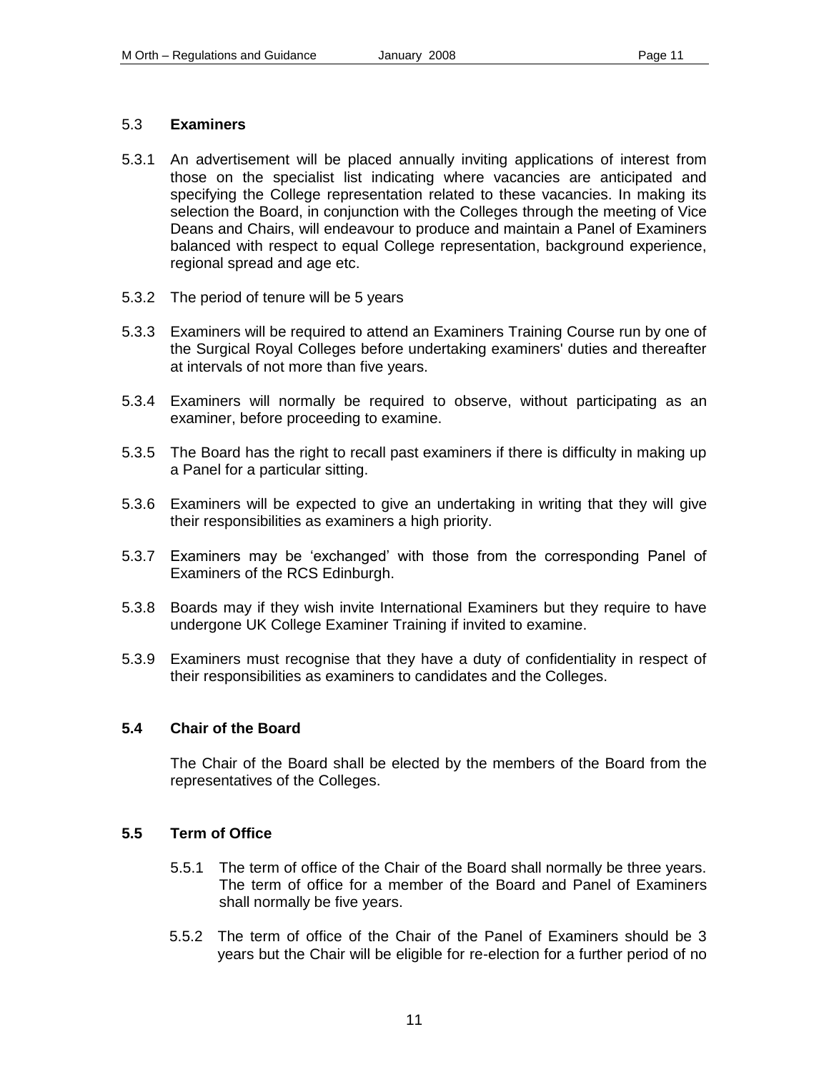### 5.3 Examiners

5.3.1 An advertisement will be placed annually inviting applications of interest from those on the specialist list indicating where vacancies are anticipated and specifying the College representation related to these vacancies. In making its selection the Board, in conjunction with the Colleges through the meeting of Vice Deans and Chairs, will endeavour to produce and maintain a Panel of Examiners balanced with respect to equal College representation, background experience, regional spread and age etc.

5.3.2 The period of tenure will be 5 years

5.3.3 Examiners will be required to attend an Examiners Training Course run by one of the Surgical Royal Colleges before undertaking examiners' duties and thereafter at intervals of not more than five years.

5.3.4 Examiners will normally be required to observe, without participating as an examiner, before proceeding to examine.

5.3.5 The Board has the right to recall past examiners if there is difficulty in making up a Panel for a particular sitting.

5.3.6 Examiners will be expected to give an undertaking in writing that they will give their responsibilities as examiners a high priority.

5.3.7 Examiners may be 'exchanged' with those from the corresponding Panel of Examiners of the RCS Edinburgh.

5.3.8 Boards may if they wish invite International Examiners but they require to have undergone UK College Examiner Training if invited to examine.

5.3.9 Examiners must recognise that they have a duty of confidentiality in respect of their responsibilities as examiners to candidates and the Colleges.

### 5.4 Chair of the Board

The Chair of the Board shall be elected by the members of the Board from the representatives of the Colleges.

### 5.5 Term of Office

5.5.1 The term of office of the Chair of the Board shall normally be three years. The term of office for a member of the Board and Panel of Examiners shall normally be five years.

5.5.2 The term of office of the Chair of the Panel of Examiners should be 3 years but the Chair will be eligible for re-election for a further period of no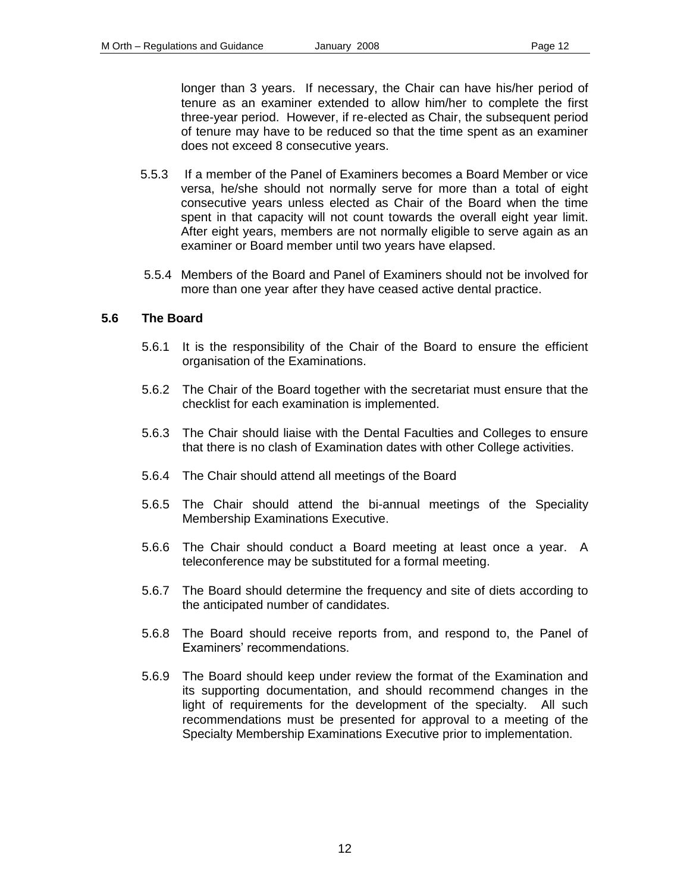longer than 3 years. If necessary, the Chair can have his/her period of tenure as an examiner extended to allow him/her to complete the first three-year period. However, if re-elected as Chair, the subsequent period of tenure may have to be reduced so that the time spent as an examiner does not exceed 8 consecutive years.

5.5.3 If a member of the Panel of Examiners becomes a Board Member or vice versa, he/she should not normally serve for more than a total of eight consecutive years unless elected as Chair of the Board when the time spent in that capacity will not count towards the overall eight year limit. After eight years, members are not normally eligible to serve again as an examiner or Board member until two years have elapsed.

5.5.4 Members of the Board and Panel of Examiners should not be involved for more than one year after they have ceased active dental practice.

### 5.6 The Board

5.6.1 It is the responsibility of the Chair of the Board to ensure the efficient organisation of the Examinations.

5.6.2 The Chair of the Board together with the secretariat must ensure that the checklist for each examination is implemented.

5.6.3 The Chair should liaise with the Dental Faculties and Colleges to ensure that there is no clash of Examination dates with other College activities.

5.6.4 The Chair should attend all meetings of the Board

5.6.5 The Chair should attend the bi-annual meetings of the Speciality Membership Examinations Executive.

5.6.6 The Chair should conduct a Board meeting at least once a year. A teleconference may be substituted for a formal meeting.

5.6.7 The Board should determine the frequency and site of diets according to the anticipated number of candidates.

5.6.8 The Board should receive reports from, and respond to, the Panel of Examiners' recommendations.

5.6.9 The Board should keep under review the format of the Examination and its supporting documentation, and should recommend changes in the light of requirements for the development of the specialty. All such recommendations must be presented for approval to a meeting of the Specialty Membership Examinations Executive prior to implementation.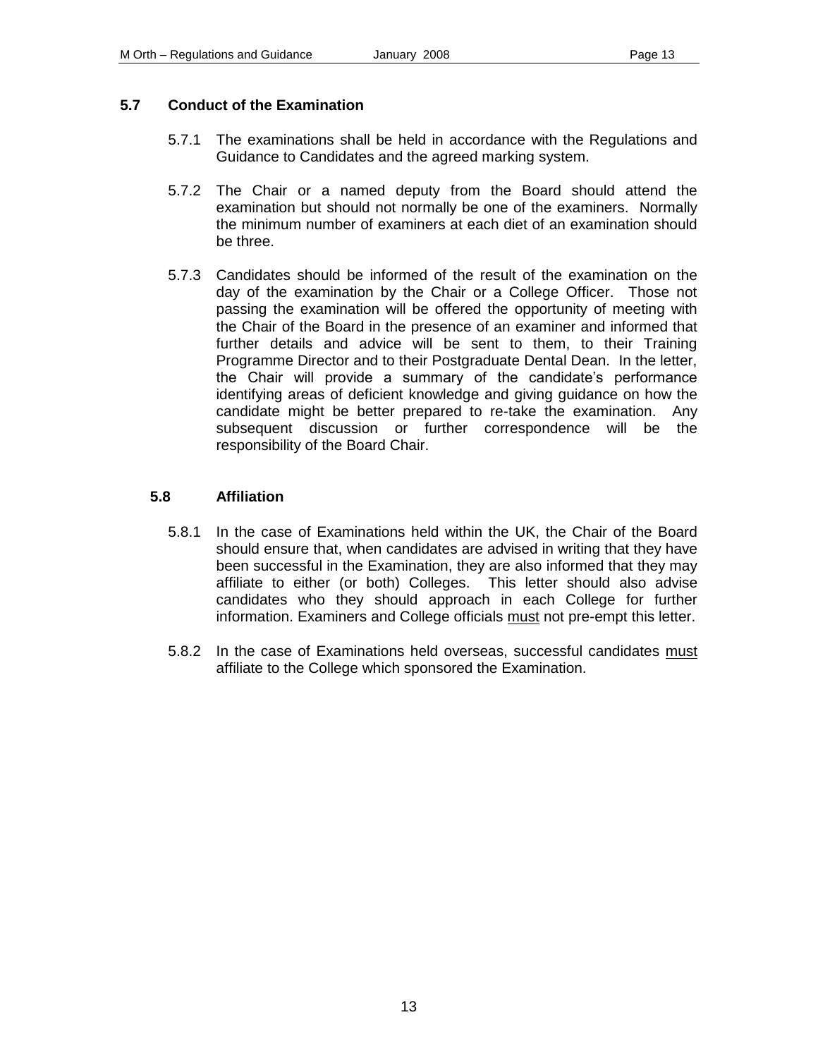### 5.7 Conduct of the Examination

5.7.1 The examinations shall be held in accordance with the Regulations and Guidance to Candidates and the agreed marking system.

5.7.2 The Chair or a named deputy from the Board should attend the examination but should not normally be one of the examiners. Normally the minimum number of examiners at each diet of an examination should be three.

5.7.3 Candidates should be informed of the result of the examination on the day of the examination by the Chair or a College Officer. Those not passing the examination will be offered the opportunity of meeting with the Chair of the Board in the presence of an examiner and informed that further details and advice will be sent to them, to their Training Programme Director and to their Postgraduate Dental Dean. In the letter, the Chair will provide a summary of the candidate's performance identifying areas of deficient knowledge and giving guidance on how the candidate might be better prepared to re-take the examination. Any subsequent discussion or further correspondence will be the responsibility of the Board Chair.

### 5.8 Affiliation

5.8.1 In the case of Examinations held within the UK, the Chair of the Board should ensure that, when candidates are advised in writing that they have been successful in the Examination, they are also informed that they may affiliate to either (or both) Colleges. This letter should also advise candidates who they should approach in each College for further information. Examiners and College officials <u>must</u> not pre-empt this letter.

5.8.2 In the case of Examinations held overseas, successful candidates <u>must</u> affiliate to the College which sponsored the Examination.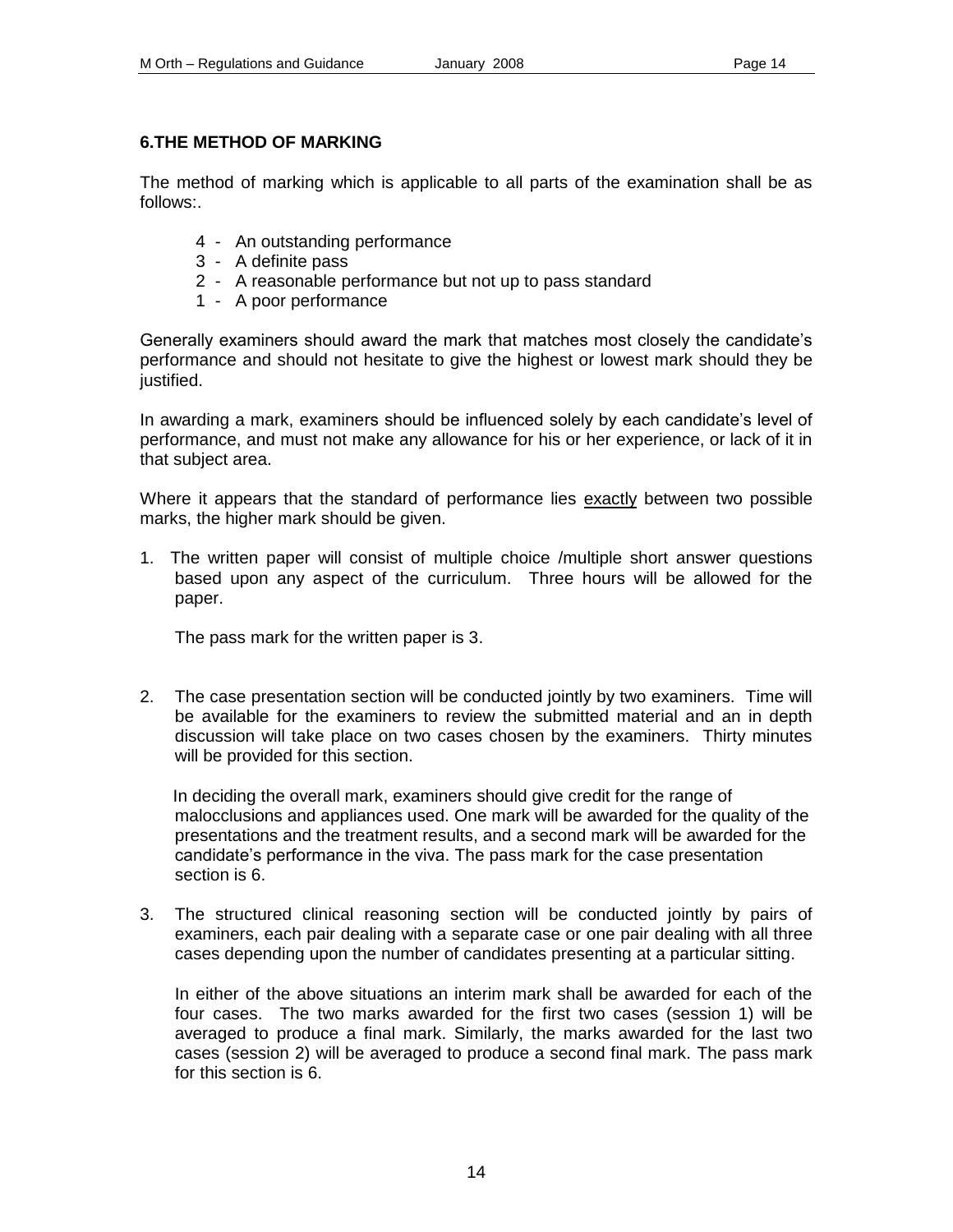## 6.THE METHOD OF MARKING

The method of marking which is applicable to all parts of the examination shall be as follows:.

- 4 - An outstanding performance
- 3 - A definite pass
- 2 - A reasonable performance but not up to pass standard
- 1 - A poor performance

Generally examiners should award the mark that matches most closely the candidate's performance and should not hesitate to give the highest or lowest mark should they be justified.

In awarding a mark, examiners should be influenced solely by each candidate's level of performance, and must not make any allowance for his or her experience, or lack of it in that subject area.

Where it appears that the standard of performance lies <u>exactly</u> between two possible marks, the higher mark should be given.

1. The written paper will consist of multiple choice /multiple short answer questions based upon any aspect of the curriculum. Three hours will be allowed for the paper.

   The pass mark for the written paper is 3.

2. The case presentation section will be conducted jointly by two examiners. Time will be available for the examiners to review the submitted material and an in depth discussion will take place on two cases chosen by the examiners. Thirty minutes will be provided for this section.

   In deciding the overall mark, examiners should give credit for the range of malocclusions and appliances used. One mark will be awarded for the quality of the presentations and the treatment results, and a second mark will be awarded for the candidate's performance in the viva. The pass mark for the case presentation section is 6.

3. The structured clinical reasoning section will be conducted jointly by pairs of examiners, each pair dealing with a separate case or one pair dealing with all three cases depending upon the number of candidates presenting at a particular sitting.

   In either of the above situations an interim mark shall be awarded for each of the four cases. The two marks awarded for the first two cases (session 1) will be averaged to produce a final mark. Similarly, the marks awarded for the last two cases (session 2) will be averaged to produce a second final mark. The pass mark for this section is 6.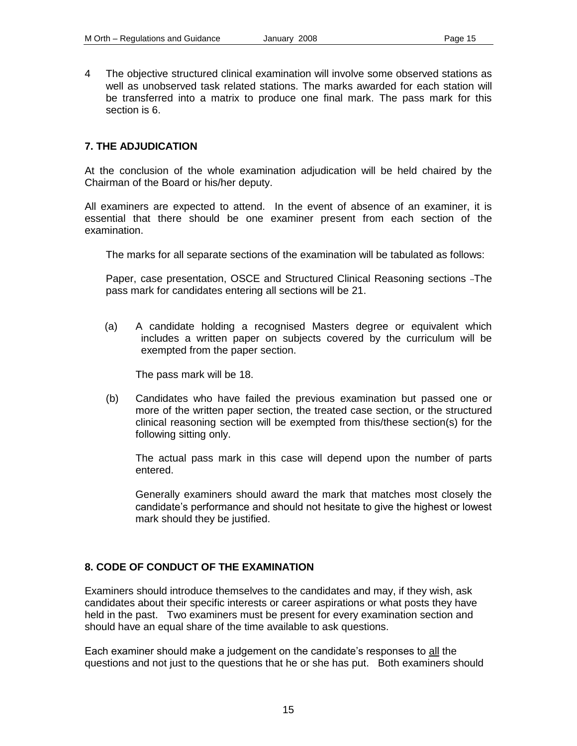4 The objective structured clinical examination will involve some observed stations as well as unobserved task related stations. The marks awarded for each station will be transferred into a matrix to produce one final mark. The pass mark for this section is 6.

## 7. THE ADJUDICATION

At the conclusion of the whole examination adjudication will be held chaired by the Chairman of the Board or his/her deputy.

All examiners are expected to attend. In the event of absence of an examiner, it is essential that there should be one examiner present from each section of the examination.

The marks for all separate sections of the examination will be tabulated as follows:

Paper, case presentation, OSCE and Structured Clinical Reasoning sections –The pass mark for candidates entering all sections will be 21.

(a) A candidate holding a recognised Masters degree or equivalent which includes a written paper on subjects covered by the curriculum will be exempted from the paper section.

The pass mark will be 18.

(b) Candidates who have failed the previous examination but passed one or more of the written paper section, the treated case section, or the structured clinical reasoning section will be exempted from this/these section(s) for the following sitting only.

The actual pass mark in this case will depend upon the number of parts entered.

Generally examiners should award the mark that matches most closely the candidate's performance and should not hesitate to give the highest or lowest mark should they be justified.

## 8. CODE OF CONDUCT OF THE EXAMINATION

Examiners should introduce themselves to the candidates and may, if they wish, ask candidates about their specific interests or career aspirations or what posts they have held in the past. Two examiners must be present for every examination section and should have an equal share of the time available to ask questions.

Each examiner should make a judgement on the candidate's responses to all the questions and not just to the questions that he or she has put. Both examiners should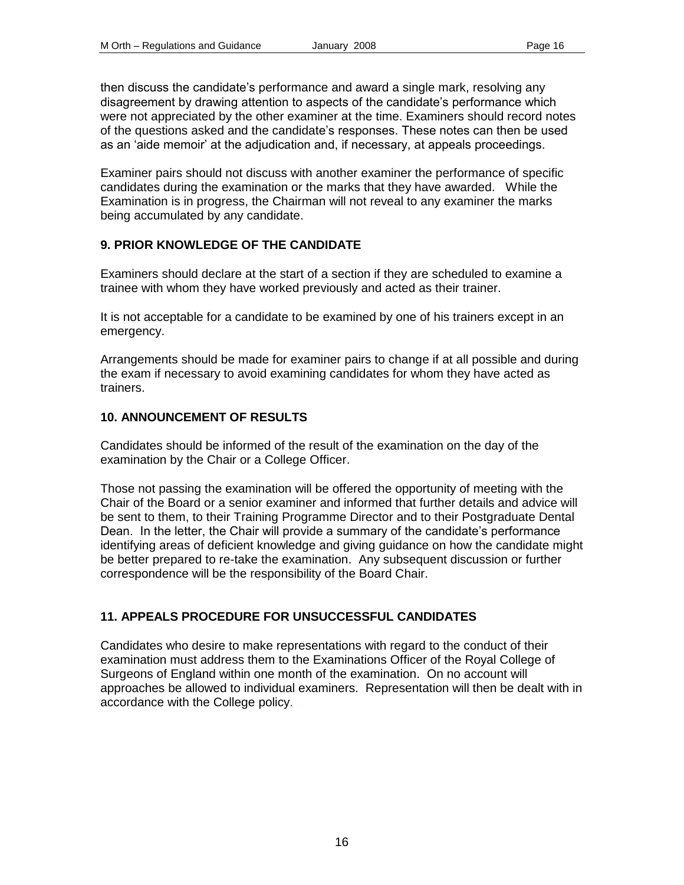then discuss the candidate's performance and award a single mark, resolving any disagreement by drawing attention to aspects of the candidate's performance which were not appreciated by the other examiner at the time. Examiners should record notes of the questions asked and the candidate's responses. These notes can then be used as an 'aide memoir' at the adjudication and, if necessary, at appeals proceedings.

Examiner pairs should not discuss with another examiner the performance of specific candidates during the examination or the marks that they have awarded. While the Examination is in progress, the Chairman will not reveal to any examiner the marks being accumulated by any candidate.

## 9. PRIOR KNOWLEDGE OF THE CANDIDATE

Examiners should declare at the start of a section if they are scheduled to examine a trainee with whom they have worked previously and acted as their trainer.

It is not acceptable for a candidate to be examined by one of his trainers except in an emergency.

Arrangements should be made for examiner pairs to change if at all possible and during the exam if necessary to avoid examining candidates for whom they have acted as trainers.

## 10. ANNOUNCEMENT OF RESULTS

Candidates should be informed of the result of the examination on the day of the examination by the Chair or a College Officer.

Those not passing the examination will be offered the opportunity of meeting with the Chair of the Board or a senior examiner and informed that further details and advice will be sent to them, to their Training Programme Director and to their Postgraduate Dental Dean. In the letter, the Chair will provide a summary of the candidate's performance identifying areas of deficient knowledge and giving guidance on how the candidate might be better prepared to re-take the examination. Any subsequent discussion or further correspondence will be the responsibility of the Board Chair.

## 11. APPEALS PROCEDURE FOR UNSUCCESSFUL CANDIDATES

Candidates who desire to make representations with regard to the conduct of their examination must address them to the Examinations Officer of the Royal College of Surgeons of England within one month of the examination. On no account will approaches be allowed to individual examiners. Representation will then be dealt with in accordance with the College policy.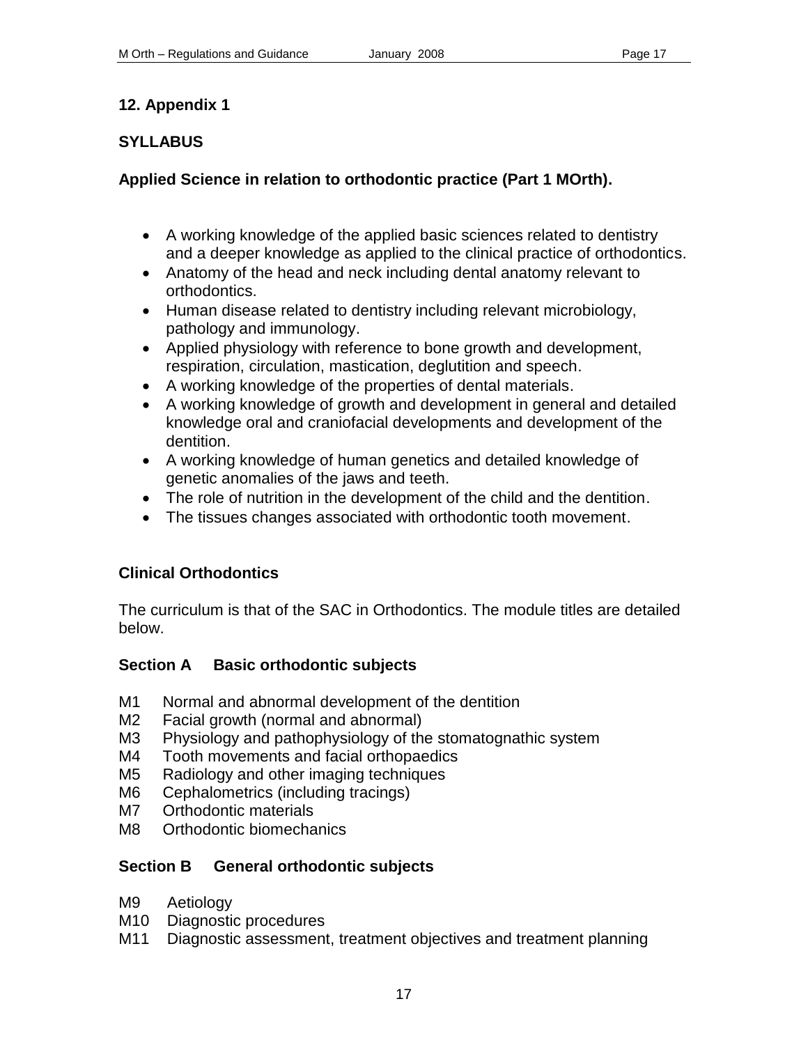## 12. Appendix 1

### SYLLABUS

### Applied Science in relation to orthodontic practice (Part 1 MOrth).

- A working knowledge of the applied basic sciences related to dentistry and a deeper knowledge as applied to the clinical practice of orthodontics.
- Anatomy of the head and neck including dental anatomy relevant to orthodontics.
- Human disease related to dentistry including relevant microbiology, pathology and immunology.
- Applied physiology with reference to bone growth and development, respiration, circulation, mastication, deglutition and speech.
- A working knowledge of the properties of dental materials.
- A working knowledge of growth and development in general and detailed knowledge oral and craniofacial developments and development of the dentition.
- A working knowledge of human genetics and detailed knowledge of genetic anomalies of the jaws and teeth.
- The role of nutrition in the development of the child and the dentition.
- The tissues changes associated with orthodontic tooth movement.

### Clinical Orthodontics

The curriculum is that of the SAC in Orthodontics. The module titles are detailed below.

**Section A Basic orthodontic subjects**

M1 Normal and abnormal development of the dentition
M2 Facial growth (normal and abnormal)
M3 Physiology and pathophysiology of the stomatognathic system
M4 Tooth movements and facial orthopaedics
M5 Radiology and other imaging techniques
M6 Cephalometrics (including tracings)
M7 Orthodontic materials
M8 Orthodontic biomechanics

**Section B General orthodontic subjects**

M9 Aetiology
M10 Diagnostic procedures
M11 Diagnostic assessment, treatment objectives and treatment planning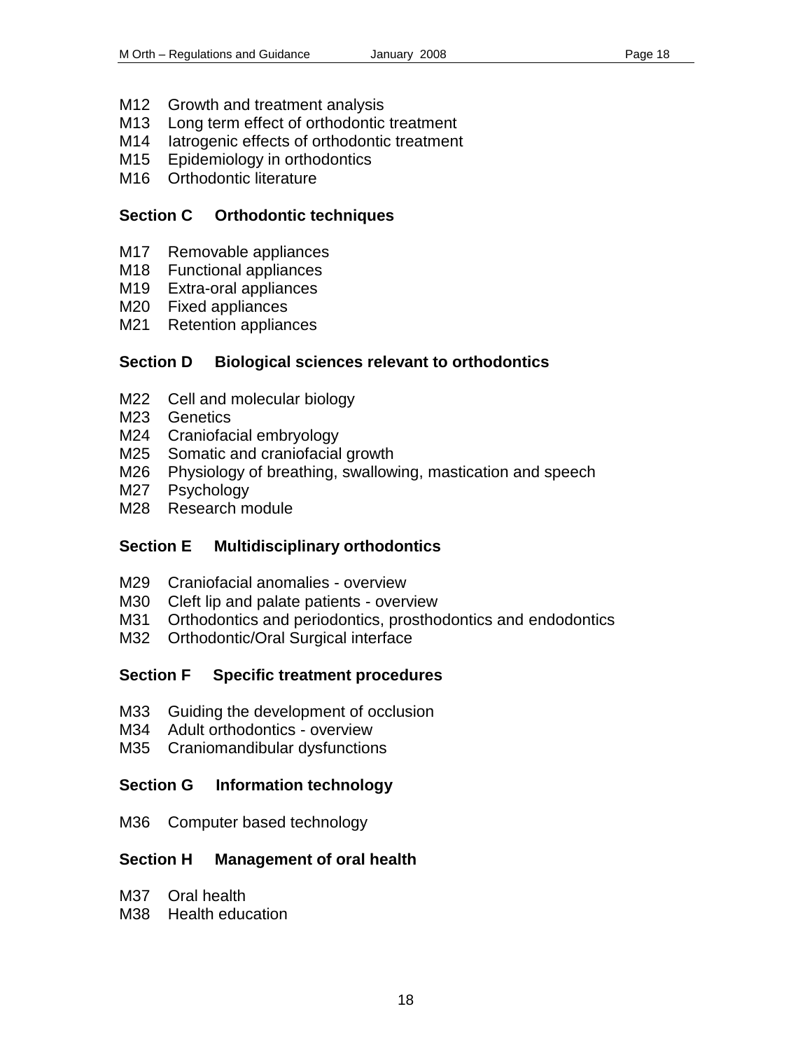M12 Growth and treatment analysis
M13 Long term effect of orthodontic treatment
M14 Iatrogenic effects of orthodontic treatment
M15 Epidemiology in orthodontics
M16 Orthodontic literature

**Section C Orthodontic techniques**

M17 Removable appliances
M18 Functional appliances
M19 Extra-oral appliances
M20 Fixed appliances
M21 Retention appliances

**Section D Biological sciences relevant to orthodontics**

M22 Cell and molecular biology
M23 Genetics
M24 Craniofacial embryology
M25 Somatic and craniofacial growth
M26 Physiology of breathing, swallowing, mastication and speech
M27 Psychology
M28 Research module

**Section E Multidisciplinary orthodontics**

M29 Craniofacial anomalies - overview
M30 Cleft lip and palate patients - overview
M31 Orthodontics and periodontics, prosthodontics and endodontics
M32 Orthodontic/Oral Surgical interface

**Section F Specific treatment procedures**

M33 Guiding the development of occlusion
M34 Adult orthodontics - overview
M35 Craniomandibular dysfunctions

**Section G Information technology**

M36 Computer based technology

**Section H Management of oral health**

M37 Oral health
M38 Health education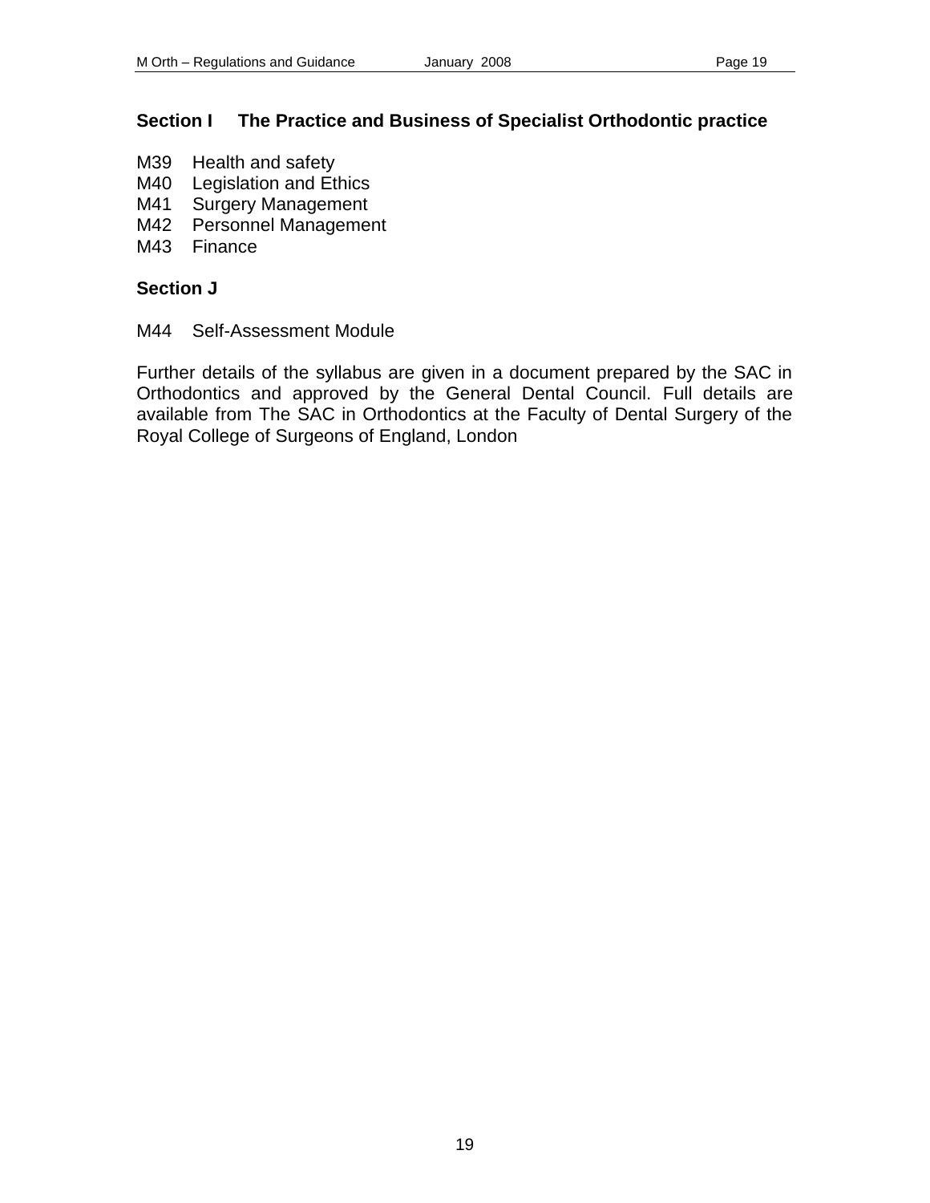## Section I The Practice and Business of Specialist Orthodontic practice

M39 Health and safety
M40 Legislation and Ethics
M41 Surgery Management
M42 Personnel Management
M43 Finance

## Section J

M44 Self-Assessment Module

Further details of the syllabus are given in a document prepared by the SAC in Orthodontics and approved by the General Dental Council. Full details are available from The SAC in Orthodontics at the Faculty of Dental Surgery of the Royal College of Surgeons of England, London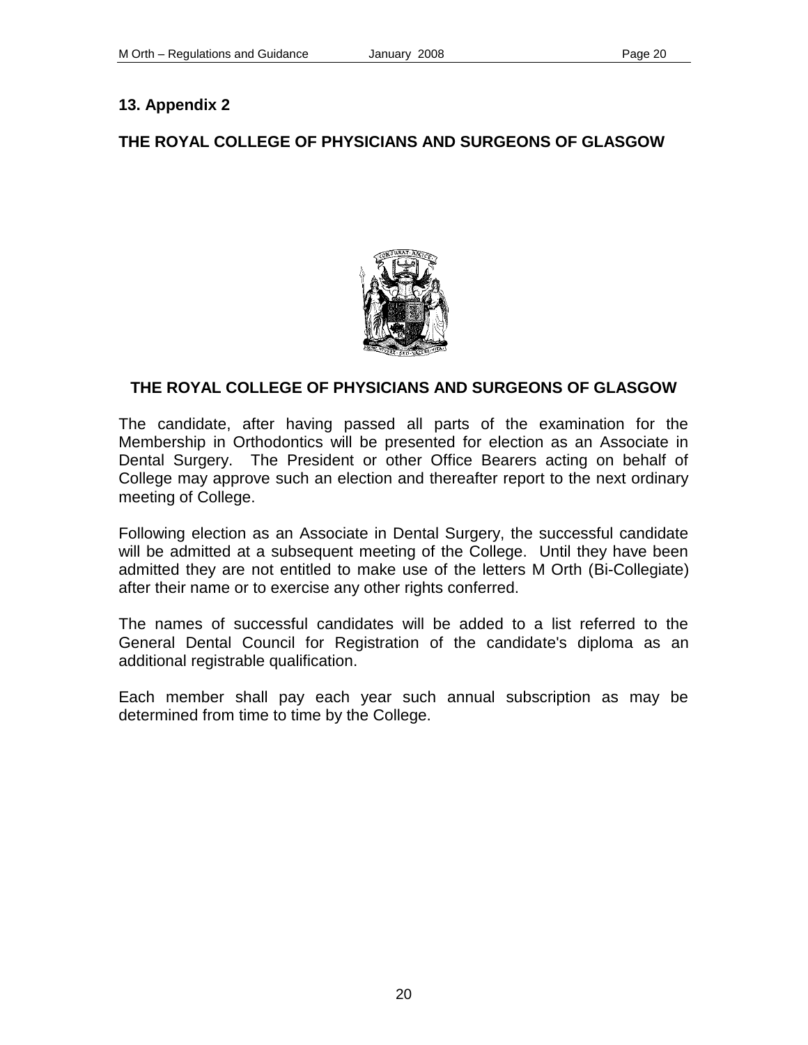## 13. Appendix 2

### THE ROYAL COLLEGE OF PHYSICIANS AND SURGEONS OF GLASGOW

### THE ROYAL COLLEGE OF PHYSICIANS AND SURGEONS OF GLASGOW

The candidate, after having passed all parts of the examination for the Membership in Orthodontics will be presented for election as an Associate in Dental Surgery. The President or other Office Bearers acting on behalf of College may approve such an election and thereafter report to the next ordinary meeting of College.

Following election as an Associate in Dental Surgery, the successful candidate will be admitted at a subsequent meeting of the College. Until they have been admitted they are not entitled to make use of the letters M Orth (Bi-Collegiate) after their name or to exercise any other rights conferred.

The names of successful candidates will be added to a list referred to the General Dental Council for Registration of the candidate's diploma as an additional registrable qualification.

Each member shall pay each year such annual subscription as may be determined from time to time by the College.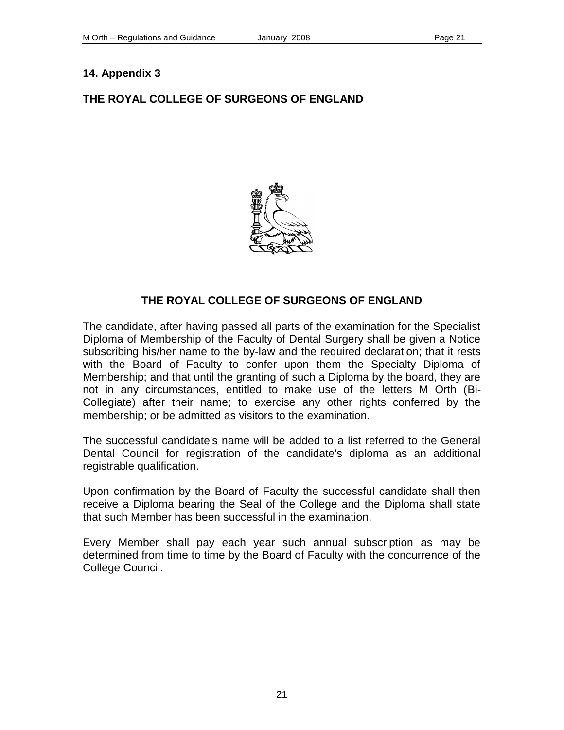## 14. Appendix 3

### THE ROYAL COLLEGE OF SURGEONS OF ENGLAND

**THE ROYAL COLLEGE OF SURGEONS OF ENGLAND**

The candidate, after having passed all parts of the examination for the Specialist Diploma of Membership of the Faculty of Dental Surgery shall be given a Notice subscribing his/her name to the by-law and the required declaration; that it rests with the Board of Faculty to confer upon them the Specialty Diploma of Membership; and that until the granting of such a Diploma by the board, they are not in any circumstances, entitled to make use of the letters M Orth (Bi-Collegiate) after their name; to exercise any other rights conferred by the membership; or be admitted as visitors to the examination.

The successful candidate's name will be added to a list referred to the General Dental Council for registration of the candidate's diploma as an additional registrable qualification.

Upon confirmation by the Board of Faculty the successful candidate shall then receive a Diploma bearing the Seal of the College and the Diploma shall state that such Member has been successful in the examination.

Every Member shall pay each year such annual subscription as may be determined from time to time by the Board of Faculty with the concurrence of the College Council.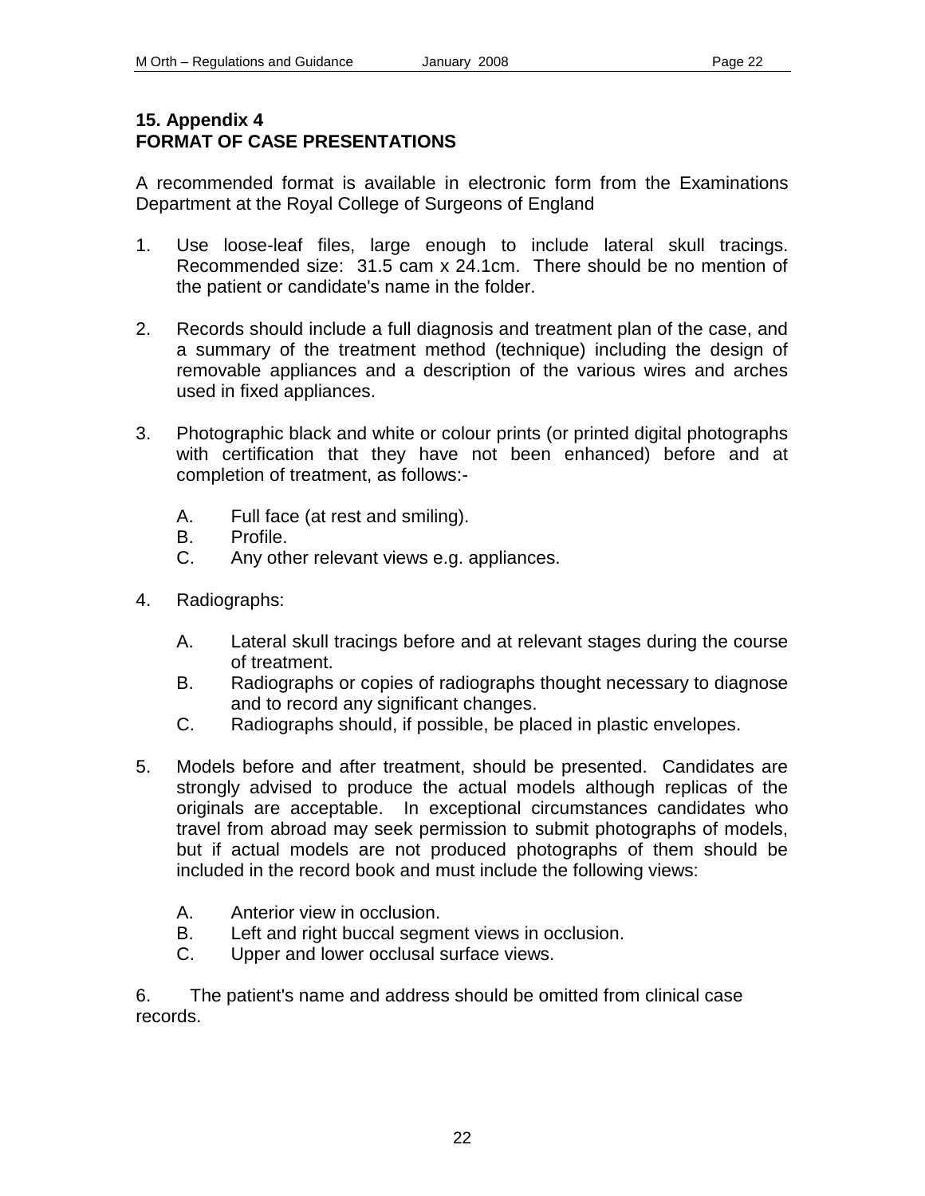## 15. Appendix 4
## FORMAT OF CASE PRESENTATIONS

A recommended format is available in electronic form from the Examinations Department at the Royal College of Surgeons of England

1. Use loose-leaf files, large enough to include lateral skull tracings. Recommended size: 31.5 cam x 24.1cm. There should be no mention of the patient or candidate's name in the folder.

2. Records should include a full diagnosis and treatment plan of the case, and a summary of the treatment method (technique) including the design of removable appliances and a description of the various wires and arches used in fixed appliances.

3. Photographic black and white or colour prints (or printed digital photographs with certification that they have not been enhanced) before and at completion of treatment, as follows:-

   A. Full face (at rest and smiling).
   B. Profile.
   C. Any other relevant views e.g. appliances.

4. Radiographs:

   A. Lateral skull tracings before and at relevant stages during the course of treatment.
   B. Radiographs or copies of radiographs thought necessary to diagnose and to record any significant changes.
   C. Radiographs should, if possible, be placed in plastic envelopes.

5. Models before and after treatment, should be presented. Candidates are strongly advised to produce the actual models although replicas of the originals are acceptable. In exceptional circumstances candidates who travel from abroad may seek permission to submit photographs of models, but if actual models are not produced photographs of them should be included in the record book and must include the following views:

   A. Anterior view in occlusion.
   B. Left and right buccal segment views in occlusion.
   C. Upper and lower occlusal surface views.

6. The patient's name and address should be omitted from clinical case records.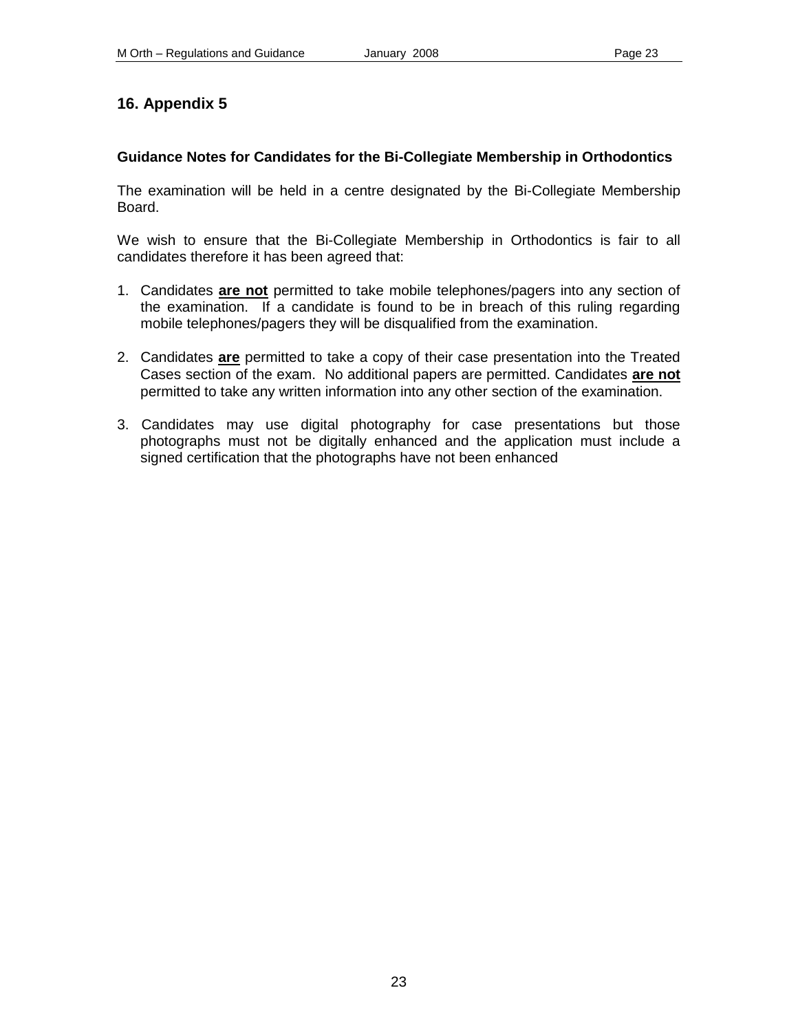## 16. Appendix 5

**Guidance Notes for Candidates for the Bi-Collegiate Membership in Orthodontics**

The examination will be held in a centre designated by the Bi-Collegiate Membership Board.

We wish to ensure that the Bi-Collegiate Membership in Orthodontics is fair to all candidates therefore it has been agreed that:

1. Candidates **<u>are not</u>** permitted to take mobile telephones/pagers into any section of the examination. If a candidate is found to be in breach of this ruling regarding mobile telephones/pagers they will be disqualified from the examination.

2. Candidates **<u>are</u>** permitted to take a copy of their case presentation into the Treated Cases section of the exam. No additional papers are permitted. Candidates **<u>are not</u>** permitted to take any written information into any other section of the examination.

3. Candidates may use digital photography for case presentations but those photographs must not be digitally enhanced and the application must include a signed certification that the photographs have not been enhanced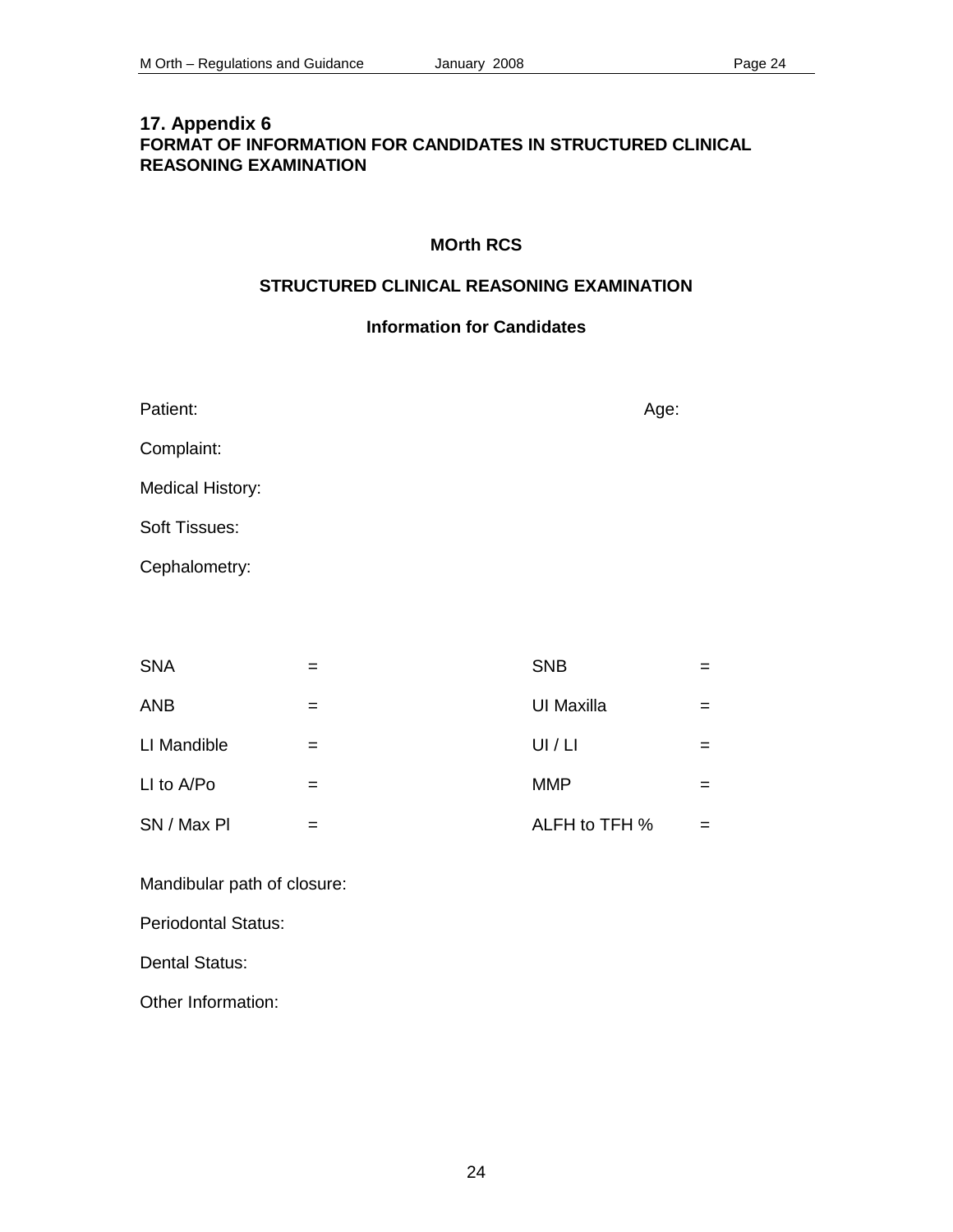## 17. Appendix 6

**FORMAT OF INFORMATION FOR CANDIDATES IN STRUCTURED CLINICAL REASONING EXAMINATION**

**MOrth RCS**

**STRUCTURED CLINICAL REASONING EXAMINATION**

**Information for Candidates**

Patient: Age:

Complaint:

Medical History:

Soft Tissues:

Cephalometry:

| | | | |
|---|---|---|---|
| SNA | = | SNB | = |
| ANB | = | UI Maxilla | = |
| LI Mandible | = | UI / LI | = |
| LI to A/Po | = | MMP | = |
| SN / Max Pl | = | ALFH to TFH % | = |

Mandibular path of closure:

Periodontal Status:

Dental Status:

Other Information: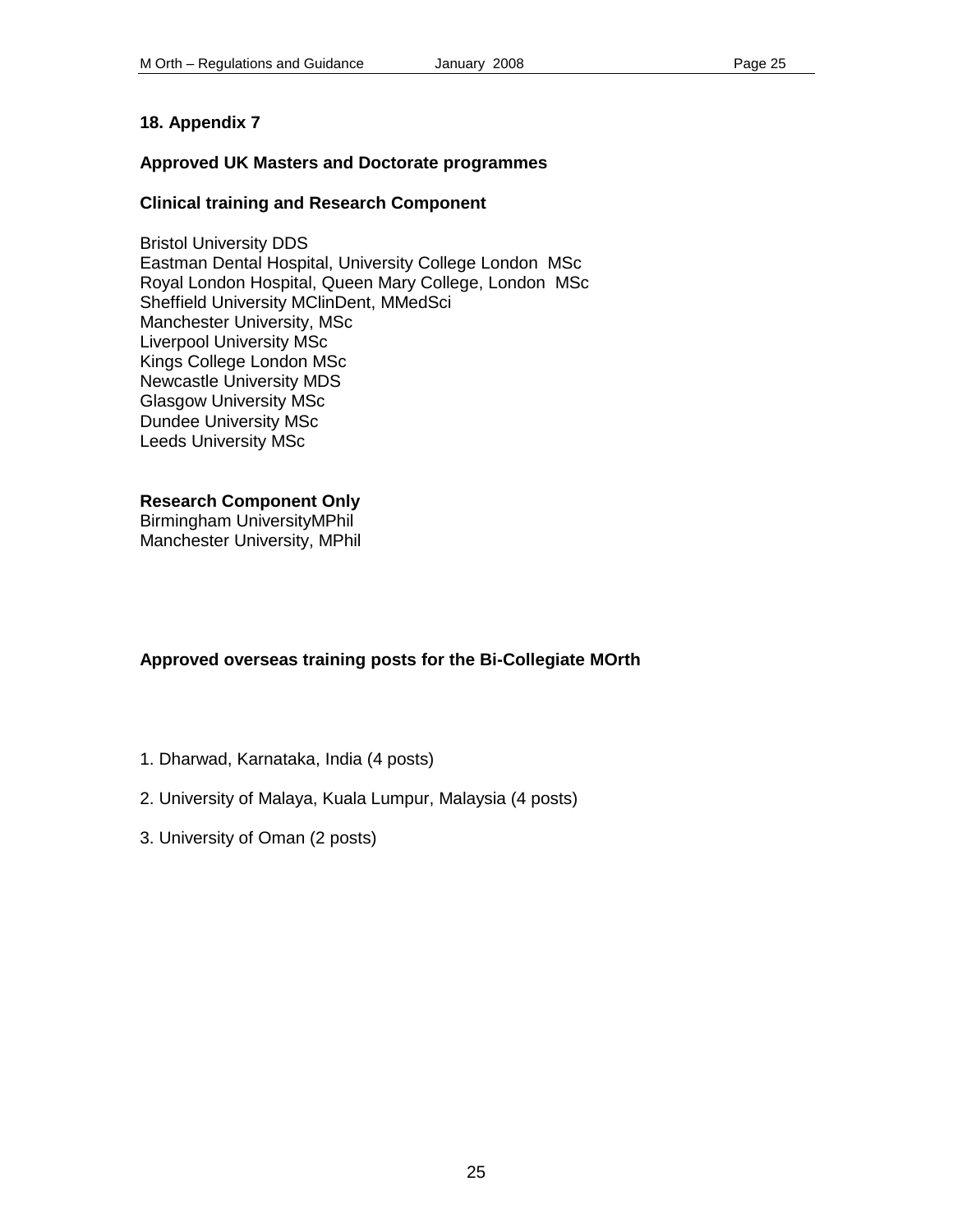## 18. Appendix 7

### Approved UK Masters and Doctorate programmes

### Clinical training and Research Component

Bristol University DDS
Eastman Dental Hospital, University College London MSc
Royal London Hospital, Queen Mary College, London MSc
Sheffield University MClinDent, MMedSci
Manchester University, MSc
Liverpool University MSc
Kings College London MSc
Newcastle University MDS
Glasgow University MSc
Dundee University MSc
Leeds University MSc

### Research Component Only

Birmingham UniversityMPhil
Manchester University, MPhil

### Approved overseas training posts for the Bi-Collegiate MOrth

1. Dharwad, Karnataka, India (4 posts)
2. University of Malaya, Kuala Lumpur, Malaysia (4 posts)
3. University of Oman (2 posts)